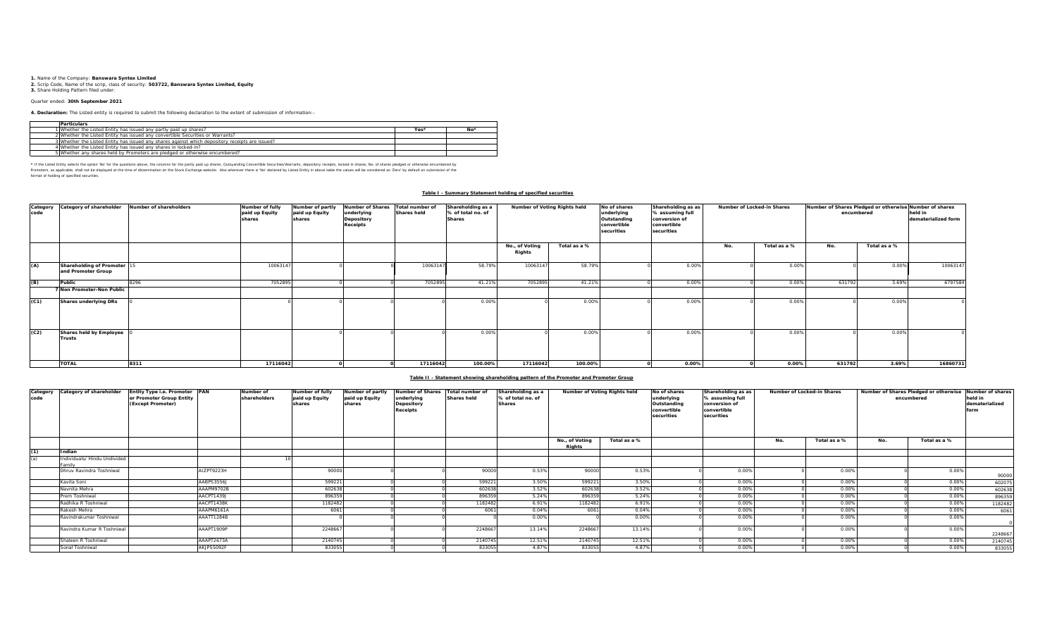**1.** Name of the Company: **Banswara Syntex Limited**
**2.** Scrip Code, Name of the scrip, class of security: **503722, Banswara Syntex Limited, Equity**
**3.** Share Holding Pattern filed under:

Quarter ended: **30th September 2021**

**4. Declaration:** The Listed entity is required to submit the following declaration to the extent of submission of information:-

| | Particulars | Yes* | No* |
|---|---|---|---|
| 1 | Whether the Listed Entity has issued any partly paid up shares? | | |
| 2 | Whether the Listed Entity has issued any convertible Securities or Warrants? | | |
| 3 | Whether the Listed Entity has issued any shares against which depository receipts are issued? | | |
| 4 | Whether the Listed Entity has issued any shares in locked-in? | | |
| 5 | Whether any shares held by Promoters are pledged or otherwise encumbered? | | |

* If the Listed Entity selects the option 'No' for the questions above, the columns for the partly paid up shares, Outsyanding Convertible Securities/Warrants, depository receipts, locked-in shares, No. of shares pledged or otherwise encumbered by Promoters, as applicable, shall not be displayed at the time of dissemination on the Stock Exchange website. Also wherever there is 'No' declared by Listed Entity in above table the values will be considered as 'Zero' by default on submission of the format of holding of specified securities.

**Table I - Summary Statement holding of specified securities**

| Category code | Category of shareholder | Number of shareholders | Number of fully paid up Equity shares | Number of partly paid up Equity shares | Number of Shares underlying Depository Receipts | Total number of Shares held | Shareholding as a % of total no. of Shares | Number of Voting Rights held | | No of shares underlying Outstanding convertible securities | Shareholding as as % assuming full conversion of convertible securities | Number of Locked-in Shares | | Number of Shares Pledged or otherwise encumbered | | Number of shares held in dematerialized form |
|---|---|---|---|---|---|---|---|---|---|---|---|---|---|---|---|---|
| | | | | | | | | No., of Voting Rights | Total as a % | | | No. | Total as a % | No. | Total as a % | |
| (A) | Shareholding of Promoter and Promoter Group | 15 | 10063147 | 0 | 0 | 10063147 | 58.79% | 10063147 | 58.79% | 0 | 0.00% | 0 | 0.00% | 0 | 0.00% | 10063147 |
| (B) | Public | 8296 | 7052895 | 0 | 0 | 7052895 | 41.21% | 7052895 | 41.21% | 0 | 0.00% | 0 | 0.00% | 631792 | 3.69% | 6797584 |
| | 7 Non Promoter-Non Public | | | | | | | | | | | | | | | |
| (C1) | Shares underlying DRs | 0 | 0 | 0 | 0 | 0 | 0.00% | 0 | 0.00% | 0 | 0.00% | 0 | 0.00% | 0 | 0.00% | 0 |
| (C2) | Shares held by Employee Trusts | 0 | 0 | 0 | 0 | 0 | 0.00% | 0 | 0.00% | 0 | 0.00% | 0 | 0.00% | 0 | 0.00% | 0 |
| | **TOTAL** | **8311** | **17116042** | **0** | **0** | **17116042** | **100.00%** | **17116042** | **100.00%** | **0** | **0.00%** | **0** | **0.00%** | **631792** | **3.69%** | **16860731** |

**Table II - Statement showing shareholding pattern of the Promoter and Promoter Group**

| Category code | Category of shareholder | Entity Type i.e. Promoter or Promoter Group Entity (Except Promoter) | PAN | Number of shareholders | Number of fully paid up Equity shares | Number of partly paid up Equity shares | Number of Shares underlying Depository Receipts | Total number of Shares held | Shareholding as a % of total no. of Shares | Number of Voting Rights held | | No of shares underlying Outstanding convertible securities | Shareholding as as % assuming full conversion of convertible securities | Number of Locked-in Shares | | Number of Shares Pledged or otherwise encumbered | | Number of shares held in dematerialized form |
|---|---|---|---|---|---|---|---|---|---|---|---|---|---|---|---|---|---|---|
| | | | | | | | | | | No., of Voting Rights | Total as a % | | | No. | Total as a % | No. | Total as a % | |
| (1) | Indian | | | | | | | | | | | | | | | | | |
| (a) | Individuals/ Hindu Undivided Family | | | 10 | | | | | | | | | | | | | | |
| | Dhruv Ravindra Toshniwal | | AIZPT9223H | | 90000 | 0 | 0 | 90000 | 0.53% | 90000 | 0.53% | 0 | 0.00% | 0 | 0.00% | 0 | 0.00% | 90000 |
| | Kavita Soni | | AABPS3556J | | 599221 | 0 | 0 | 599221 | 3.50% | 599221 | 3.50% | 0 | 0.00% | 0 | 0.00% | 0 | 0.00% | 602075 |
| | Navnita Mehra | | AAAPM9702B | | 602638 | 0 | 0 | 602638 | 3.52% | 602638 | 3.52% | 0 | 0.00% | 0 | 0.00% | 0 | 0.00% | 602638 |
| | Prem Toshniwal | | AACPT1439J | | 896359 | 0 | 0 | 896359 | 5.24% | 896359 | 5.24% | 0 | 0.00% | 0 | 0.00% | 0 | 0.00% | 896359 |
| | Radhika R Toshniwal | | AACPT1438K | | 1182482 | 0 | 0 | 1182482 | 6.91% | 1182482 | 6.91% | 0 | 0.00% | 0 | 0.00% | 0 | 0.00% | 1182482 |
| | Rakesh Mehra | | AAAPM6161A | | 6061 | 0 | 0 | 6061 | 0.04% | 6061 | 0.04% | 0 | 0.00% | 0 | 0.00% | 0 | 0.00% | 6061 |
| | Ravindrakumar Toshniwal | | AAATT1284B | | 0 | 0 | 0 | 0 | 0.00% | 0 | 0.00% | 0 | 0.00% | 0 | 0.00% | 0 | 0.00% | 0 |
| | Ravindra Kumar R Toshniwal | | AAAPT1909P | | 2248667 | 0 | 0 | 2248667 | 13.14% | 2248667 | 13.14% | 0 | 0.00% | 0 | 0.00% | 0 | 0.00% | 2248667 |
| | Shaleen R Toshniwal | | AAAPT2673A | | 2140745 | 0 | 0 | 2140745 | 12.51% | 2140745 | 12.51% | 0 | 0.00% | 0 | 0.00% | 0 | 0.00% | 2140745 |
| | Sonal Toshniwal | | AKJPS5092F | | 833055 | 0 | 0 | 833055 | 4.87% | 833055 | 4.87% | 0 | 0.00% | 0 | 0.00% | 0 | 0.00% | 833055 |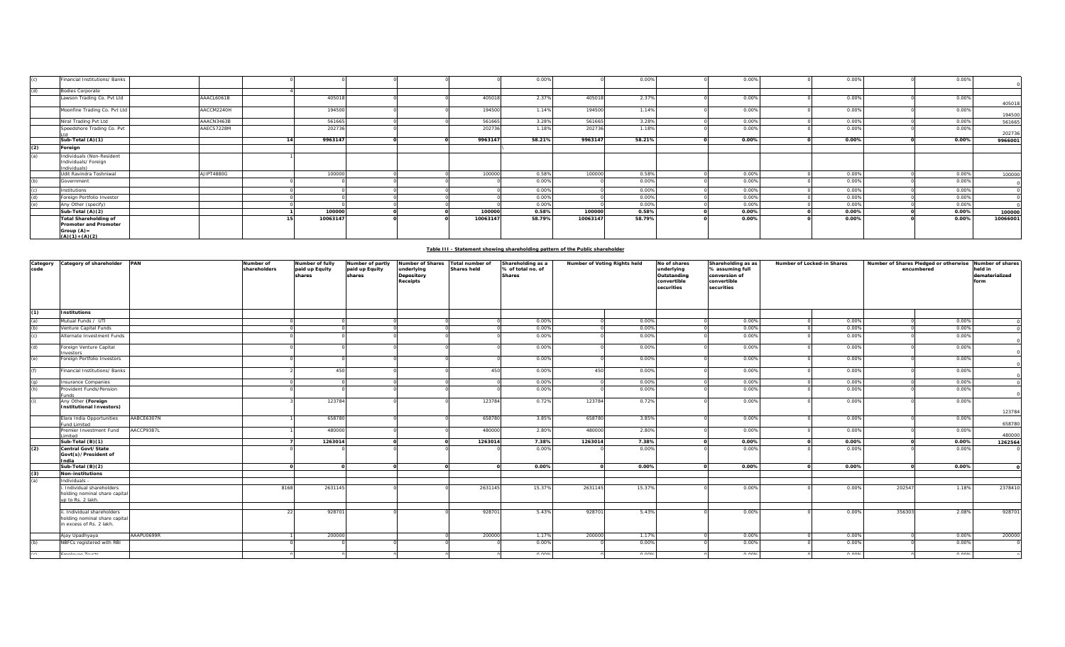| (c) | Financial Institutions/ Banks | | 0 | 0 | 0 | 0 | 0 | 0.00% | 0 | 0.00% | 0 | 0.00% | 0 | 0.00% | 0 | 0.00% | 0 |
|---|---|---|---|---|---|---|---|---|---|---|---|---|---|---|---|---|---|
| (d) | Bodies Corporate | | 4 | | | | | | | | | | | | | | |
| | Lawson Trading Co. Pvt Ltd | AAACL6061B | | 405018 | 0 | 0 | 405018 | 2.37% | 405018 | 2.37% | 0 | 0.00% | 0 | 0.00% | 0 | 0.00% | 405018 |
| | Moonfine Trading Co. Pvt Ltd | AACCM2240H | | 194500 | 0 | 0 | 194500 | 1.14% | 194500 | 1.14% | 0 | 0.00% | 0 | 0.00% | 0 | 0.00% | 194500 |
| | Niral Trading Pvt Ltd | AAACN3463B | | 561665 | 0 | 0 | 561665 | 3.28% | 561665 | 3.28% | 0 | 0.00% | 0 | 0.00% | 0 | 0.00% | 561665 |
| | Speedshore Trading Co. Pvt Ltd | AAECS7228M | | 202736 | 0 | 0 | 202736 | 1.18% | 202736 | 1.18% | 0 | 0.00% | 0 | 0.00% | 0 | 0.00% | 202736 |
| | **Sub-Total (A)(1)** | | **14** | **9963147** | **0** | **0** | **9963147** | **58.21%** | **9963147** | **58.21%** | **0** | **0.00%** | **0** | **0.00%** | **0** | **0.00%** | **9966001** |
| **(2)** | **Foreign** | | | | | | | | | | | | | | | | |
| (a) | Individuals (Non-Resident Individuals/ Foreign Individuals) | | 1 | | | | | | | | | | | | | | |
| | Udit Ravindra Toshniwal | AJIPT4880G | | 100000 | 0 | 0 | 100000 | 0.58% | 100000 | 0.58% | 0 | 0.00% | 0 | 0.00% | 0 | 0.00% | 100000 |
| (b) | Government | | 0 | 0 | 0 | 0 | 0 | 0.00% | 0 | 0.00% | 0 | 0.00% | 0 | 0.00% | 0 | 0.00% | 0 |
| (c) | Institutions | | 0 | 0 | 0 | 0 | 0 | 0.00% | 0 | 0.00% | 0 | 0.00% | 0 | 0.00% | 0 | 0.00% | 0 |
| (d) | Foreign Portfolio Investor | | 0 | 0 | 0 | 0 | 0 | 0.00% | 0 | 0.00% | 0 | 0.00% | 0 | 0.00% | 0 | 0.00% | 0 |
| (e) | Any Other (specify) | | 0 | 0 | 0 | 0 | 0 | 0.00% | 0 | 0.00% | 0 | 0.00% | 0 | 0.00% | 0 | 0.00% | 0 |
| | **Sub-Total (A)(2)** | | **1** | **100000** | **0** | **0** | **100000** | **0.58%** | **100000** | **0.58%** | **0** | **0.00%** | **0** | **0.00%** | **0** | **0.00%** | **100000** |
| | **Total Shareholding of Promoter and Promoter Group (A)= (A)(1)+(A)(2)** | | **15** | **10063147** | **0** | **0** | **10063147** | **58.79%** | **10063147** | **58.79%** | **0** | **0.00%** | **0** | **0.00%** | **0** | **0.00%** | **10066001** |

**Table III - Statement showing shareholding pattern of the Public shareholder**

| Category code | Category of shareholder | PAN | Number of shareholders | Number of fully paid up Equity shares | Number of partly paid up Equity shares | Number of Shares underlying Depository Receipts | Total number of Shares held | Shareholding as a % of total no. of Shares | Number of Voting Rights held | | No of shares underlying Outstanding convertible securities | Shareholding as as % assuming full conversion of convertible securities | Number of Locked-in Shares | | Number of Shares Pledged or otherwise encumbered | | Number of shares held in dematerialized form |
|---|---|---|---|---|---|---|---|---|---|---|---|---|---|---|---|---|---|
| **(1)** | **Institutions** | | | | | | | | | | | | | | | | |
| (a) | Mutual Funds / UTI | | 0 | 0 | 0 | 0 | 0 | 0.00% | 0 | 0.00% | 0 | 0.00% | 0 | 0.00% | 0 | 0.00% | 0 |
| (b) | Venture Capital Funds | | 0 | 0 | 0 | 0 | 0 | 0.00% | 0 | 0.00% | 0 | 0.00% | 0 | 0.00% | 0 | 0.00% | 0 |
| (c) | Alternate Investment Funds | | 0 | 0 | 0 | 0 | 0 | 0.00% | 0 | 0.00% | 0 | 0.00% | 0 | 0.00% | 0 | 0.00% | 0 |
| (d) | Foreign Venture Capital Investors | | 0 | 0 | 0 | 0 | 0 | 0.00% | 0 | 0.00% | 0 | 0.00% | 0 | 0.00% | 0 | 0.00% | 0 |
| (e) | Foreign Portfolio Investors | | 0 | 0 | 0 | 0 | 0 | 0.00% | 0 | 0.00% | 0 | 0.00% | 0 | 0.00% | 0 | 0.00% | 0 |
| (f) | Financial Institutions/ Banks | | 2 | 450 | 0 | 0 | 450 | 0.00% | 450 | 0.00% | 0 | 0.00% | 0 | 0.00% | 0 | 0.00% | 0 |
| (g) | Insurance Companies | | 0 | 0 | 0 | 0 | 0 | 0.00% | 0 | 0.00% | 0 | 0.00% | 0 | 0.00% | 0 | 0.00% | 0 |
| (h) | Provident Funds/Pension Funds | | 0 | 0 | 0 | 0 | 0 | 0.00% | 0 | 0.00% | 0 | 0.00% | 0 | 0.00% | 0 | 0.00% | 0 |
| (i) | Any Other (**Foreign Institutional Investors**) | | 3 | 123784 | 0 | 0 | 123784 | 0.72% | 123784 | 0.72% | 0 | 0.00% | 0 | 0.00% | 0 | 0.00% | 123784 |
| | Elara India Opportunities Fund Limited | AABCE6307N | 1 | 658780 | 0 | 0 | 658780 | 3.85% | 658780 | 3.85% | 0 | 0.00% | 0 | 0.00% | 0 | 0.00% | 658780 |
| | Premier Investment Fund Limited | AACCP9387L | 1 | 480000 | 0 | 0 | 480000 | 2.80% | 480000 | 2.80% | 0 | 0.00% | 0 | 0.00% | 0 | 0.00% | 480000 |
| | **Sub-Total (B)(1)** | | **7** | **1263014** | **0** | **0** | **1263014** | **7.38%** | **1263014** | **7.38%** | **0** | **0.00%** | **0** | **0.00%** | **0** | **0.00%** | **1262564** |
| **(2)** | **Central Govt/ State Govt(s)/ President of India** | | 0 | 0 | 0 | 0 | 0 | 0.00% | 0 | 0.00% | 0 | 0.00% | 0 | 0.00% | 0 | 0.00% | 0 |
| | **Sub-Total (B)(2)** | | **0** | **0** | **0** | **0** | **0** | **0.00%** | **0** | **0.00%** | **0** | **0.00%** | **0** | **0.00%** | **0** | **0.00%** | **0** |
| **(3)** | **Non-institutions** | | | | | | | | | | | | | | | | |
| (a) | Individuals - | | | | | | | | | | | | | | | | |
| | i. Individual shareholders holding nominal share capital up to Rs. 2 lakh. | | 8168 | 2631145 | 0 | 0 | 2631145 | 15.37% | 2631145 | 15.37% | 0 | 0.00% | 0 | 0.00% | 202547 | 1.18% | 2378410 |
| | ii. Individual shareholders holding nominal share capital in excess of Rs. 2 lakh. | | 22 | 928701 | 0 | 0 | 928701 | 5.43% | 928701 | 5.43% | 0 | 0.00% | 0 | 0.00% | 356303 | 2.08% | 928701 |
| | Ajay Upadhyaya | AAAPU0699R | 1 | 200000 | | 0 | 200000 | 1.17% | 200000 | 1.17% | 0 | 0.00% | 0 | 0.00% | 0 | 0.00% | 200000 |
| (b) | NBFCs registered with RBI | | 0 | 0 | 0 | 0 | 0 | 0.00% | 0 | 0.00% | 0 | 0.00% | 0 | 0.00% | 0 | 0.00% | 0 |
| (c) | Employee Trusts | | 0 | 0 | 0 | 0 | 0 | 0.00% | 0 | 0.00% | 0 | 0.00% | 0 | 0.00% | 0 | 0.00% | 0 |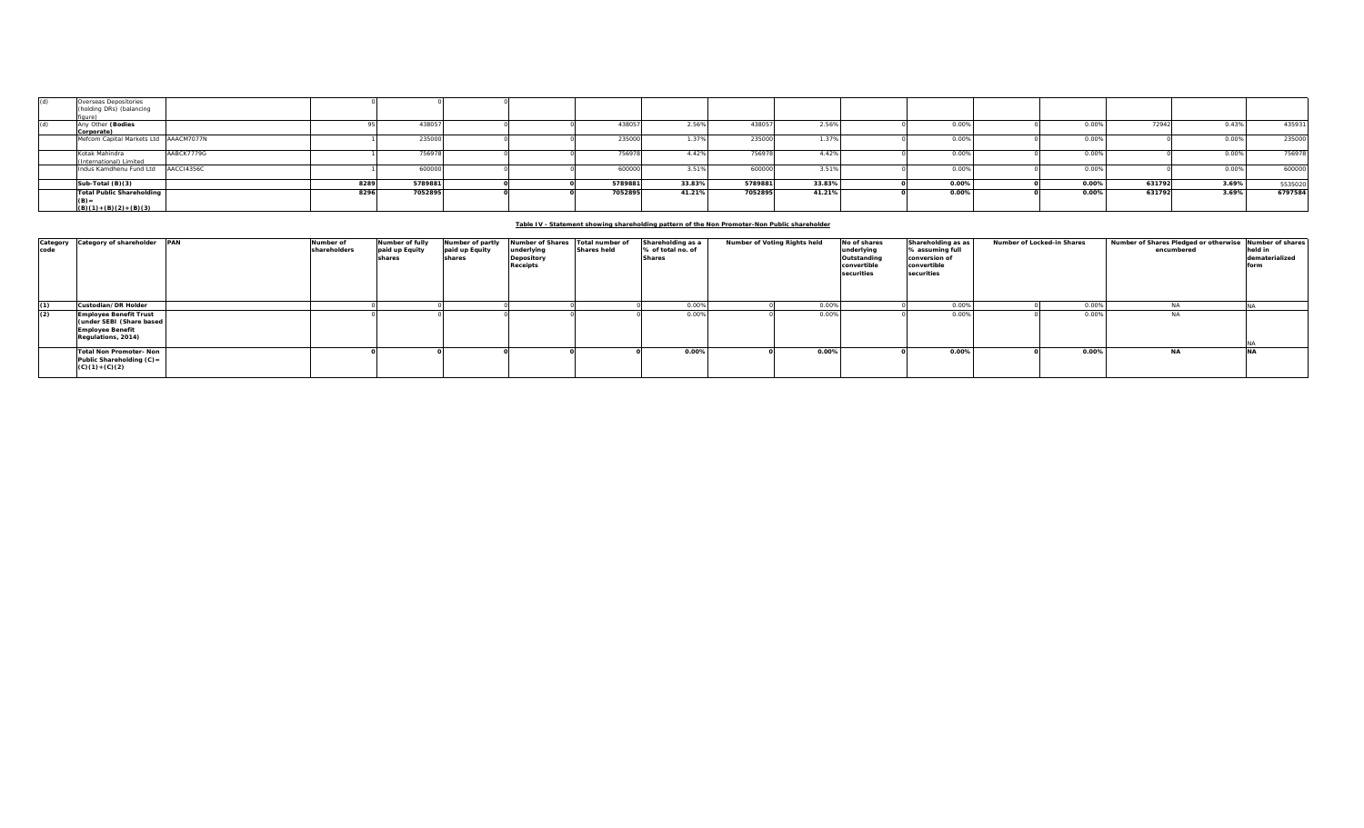| | | | | | | | | | | | | | | | | |
|---|---|---|---|---|---|---|---|---|---|---|---|---|---|---|---|---|
| (d) | Overseas Depositories (holding DRs) (balancing figure) | | 0 | 0 | 0 | | | | | | | | | | | |
| (d) | Any Other **(Bodies Corporate)** | | 95 | 438057 | 0 | 0 | 438057 | 2.56% | 438057 | 2.56% | 0 | 0.00% | 0 | 0.00% | 72942 | 0.43% | 435931 |
| | Mefcom Capital Markets Ltd | AAACM7077N | 1 | 235000 | 0 | 0 | 235000 | 1.37% | 235000 | 1.37% | 0 | 0.00% | 0 | 0.00% | 0 | 0.00% | 235000 |
| | Kotak Mahindra (International) Limited | AABCK7779G | 1 | 756978 | 0 | 0 | 756978 | 4.42% | 756978 | 4.42% | 0 | 0.00% | 0 | 0.00% | 0 | 0.00% | 756978 |
| | Indus Kamdhenu Fund Ltd | AACCI4356C | 1 | 600000 | 0 | 0 | 600000 | 3.51% | 600000 | 3.51% | 0 | 0.00% | 0 | 0.00% | 0 | 0.00% | 600000 |
| | **Sub-Total (B)(3)** | | **8289** | **5789881** | **0** | **0** | **5789881** | **33.83%** | **5789881** | **33.83%** | **0** | **0.00%** | **0** | **0.00%** | **631792** | **3.69%** | 5535020 |
| | **Total Public Shareholding (B)= (B)(1)+(B)(2)+(B)(3)** | | **8296** | **7052895** | **0** | **0** | **7052895** | **41.21%** | **7052895** | **41.21%** | **0** | **0.00%** | **0** | **0.00%** | **631792** | **3.69%** | **6797584** |

**Table IV - Statement showing shareholding pattern of the Non Promoter-Non Public shareholder**

| Category code | Category of shareholder | PAN | Number of shareholders | Number of fully paid up Equity shares | Number of partly paid up Equity shares | Number of Shares underlying Depository Receipts | Total number of Shares held | Shareholding as a % of total no. of Shares | Number of Voting Rights held | | No of shares underlying Outstanding convertible securities | Shareholding as as % assuming full conversion of convertible securities | Number of Locked-in Shares | | Number of Shares Pledged or otherwise encumbered | Number of shares held in dematerialized form |
|---|---|---|---|---|---|---|---|---|---|---|---|---|---|---|---|---|
| (1) | **Custodian/ DR Holder** | | 0 | 0 | 0 | 0 | 0 | 0.00% | 0 | 0.00% | 0 | 0.00% | 0 | 0.00% | NA | NA |
| (2) | **Employee Benefit Trust (under SEBI (Share based Employee Benefit Regulations, 2014)** | | 0 | 0 | 0 | 0 | 0 | 0.00% | 0 | 0.00% | 0 | 0.00% | 0 | 0.00% | NA | NA |
| | **Total Non Promoter- Non Public Shareholding (C)= (C)(1)+(C)(2)** | | **0** | **0** | **0** | **0** | **0** | **0.00%** | **0** | **0.00%** | **0** | **0.00%** | **0** | **0.00%** | **NA** | **NA** |